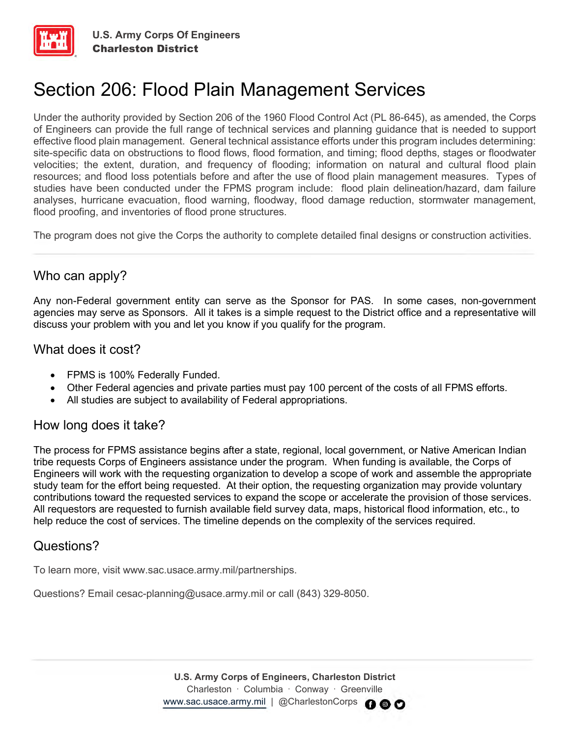U.S. Army Corps Of Engineers
**Charleston District**

# Section 206: Flood Plain Management Services

Under the authority provided by Section 206 of the 1960 Flood Control Act (PL 86-645), as amended, the Corps of Engineers can provide the full range of technical services and planning guidance that is needed to support effective flood plain management. General technical assistance efforts under this program includes determining: site-specific data on obstructions to flood flows, flood formation, and timing; flood depths, stages or floodwater velocities; the extent, duration, and frequency of flooding; information on natural and cultural flood plain resources; and flood loss potentials before and after the use of flood plain management measures. Types of studies have been conducted under the FPMS program include: flood plain delineation/hazard, dam failure analyses, hurricane evacuation, flood warning, floodway, flood damage reduction, stormwater management, flood proofing, and inventories of flood prone structures.

The program does not give the Corps the authority to complete detailed final designs or construction activities.

---

## Who can apply?

Any non-Federal government entity can serve as the Sponsor for PAS. In some cases, non-government agencies may serve as Sponsors. All it takes is a simple request to the District office and a representative will discuss your problem with you and let you know if you qualify for the program.

## What does it cost?

- FPMS is 100% Federally Funded.
- Other Federal agencies and private parties must pay 100 percent of the costs of all FPMS efforts.
- All studies are subject to availability of Federal appropriations.

## How long does it take?

The process for FPMS assistance begins after a state, regional, local government, or Native American Indian tribe requests Corps of Engineers assistance under the program. When funding is available, the Corps of Engineers will work with the requesting organization to develop a scope of work and assemble the appropriate study team for the effort being requested. At their option, the requesting organization may provide voluntary contributions toward the requested services to expand the scope or accelerate the provision of those services. All requestors are requested to furnish available field survey data, maps, historical flood information, etc., to help reduce the cost of services. The timeline depends on the complexity of the services required.

## Questions?

To learn more, visit www.sac.usace.army.mil/partnerships.

Questions? Email cesac-planning@usace.army.mil or call (843) 329-8050.

---

**U.S. Army Corps of Engineers, Charleston District**
Charleston · Columbia · Conway · Greenville
www.sac.usace.army.mil | @CharlestonCorps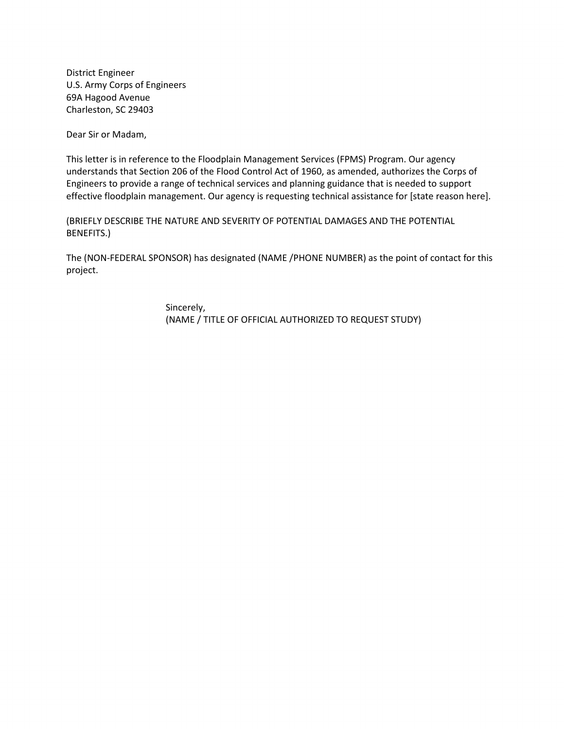District Engineer
U.S. Army Corps of Engineers
69A Hagood Avenue
Charleston, SC 29403

Dear Sir or Madam,

This letter is in reference to the Floodplain Management Services (FPMS) Program. Our agency understands that Section 206 of the Flood Control Act of 1960, as amended, authorizes the Corps of Engineers to provide a range of technical services and planning guidance that is needed to support effective floodplain management. Our agency is requesting technical assistance for [state reason here].

(BRIEFLY DESCRIBE THE NATURE AND SEVERITY OF POTENTIAL DAMAGES AND THE POTENTIAL BENEFITS.)

The (NON-FEDERAL SPONSOR) has designated (NAME /PHONE NUMBER) as the point of contact for this project.

Sincerely,
(NAME / TITLE OF OFFICIAL AUTHORIZED TO REQUEST STUDY)